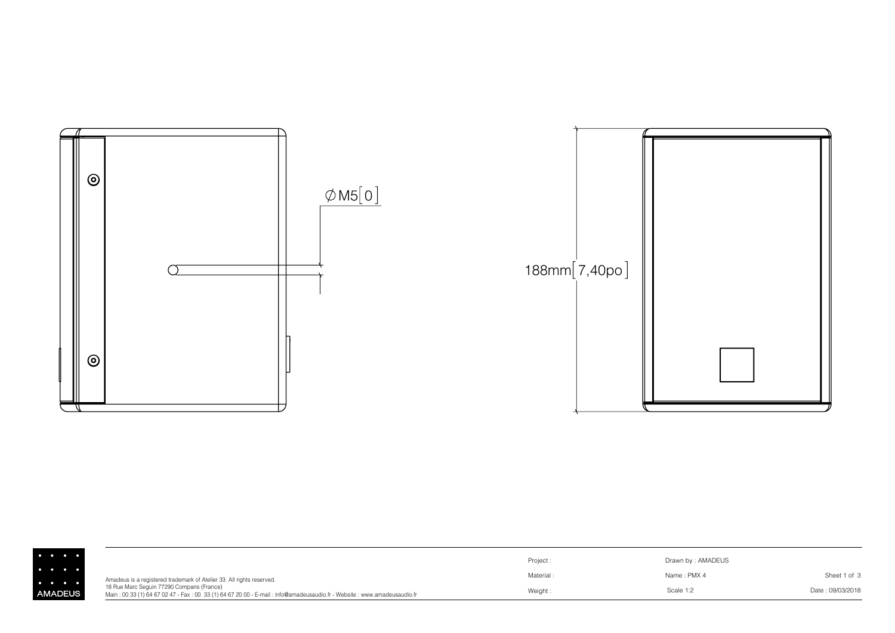∅M5[ 0 ]

188mm[ 7,40po ]

AMADEUS

Amadeus is a registered trademark of Atelier 33. All rights reserved.
18 Rue Marc Seguin 77290 Compans (France)
Main : 00 33 (1) 64 67 02 47 - Fax : 00 33 (1) 64 67 20 00 - E-mail : info@amadeusaudio.fr - Website : www.amadeusaudio.fr

| Project : | Drawn by : AMADEUS | |
|---|---|---|
| Material : | Name : PMX 4 | Sheet 1 of 3 |
| Weight : | Scale 1:2 | Date : 09/03/2018 |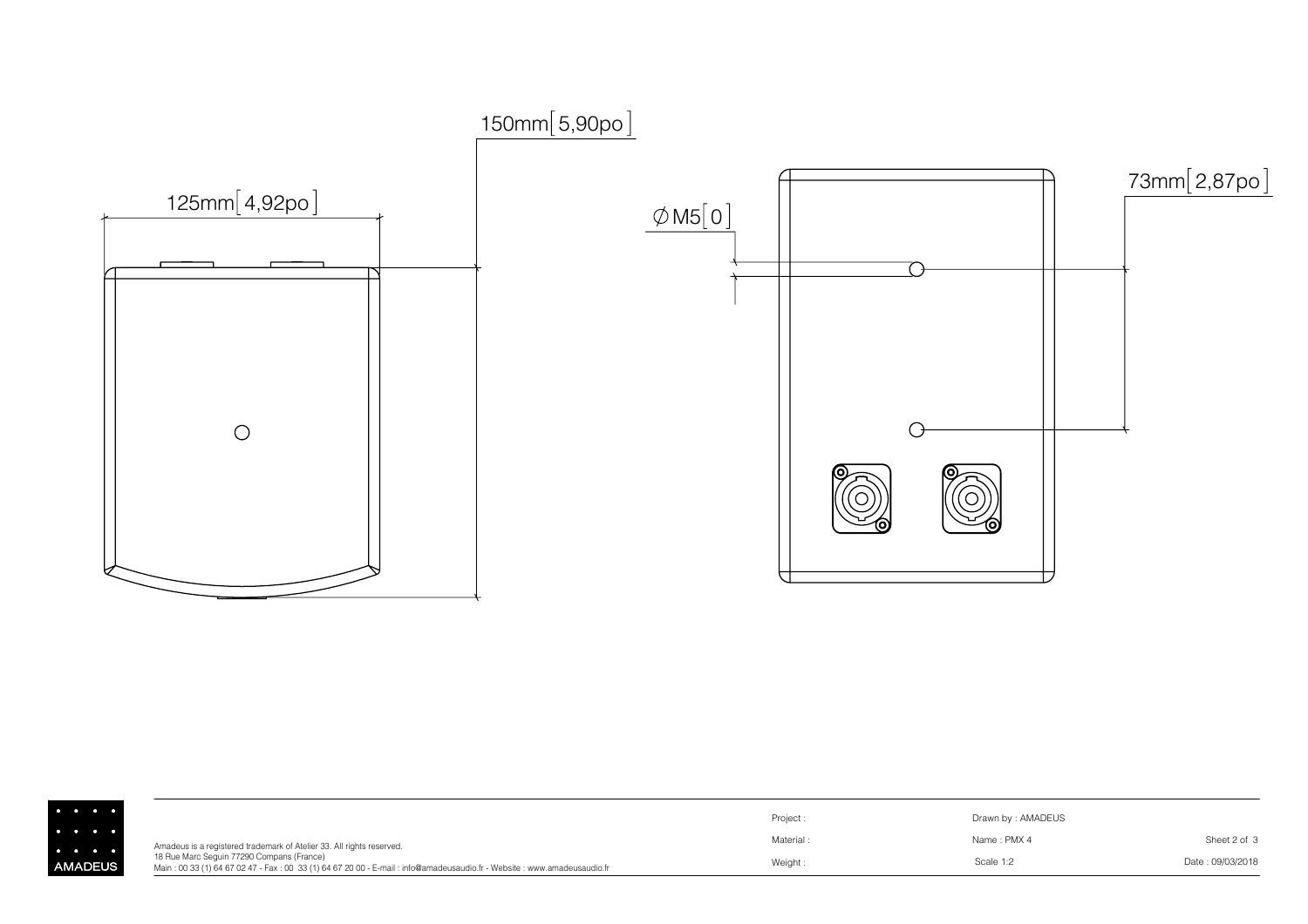150mm[5,90po]

125mm[4,92po]

∅M5[0]

73mm[2,87po]

AMADEUS

Amadeus is a registered trademark of Atelier 33. All rights reserved.
18 Rue Marc Seguin 77290 Compans (France)
Main : 00 33 (1) 64 67 02 47 - Fax : 00 33 (1) 64 67 20 00 - E-mail : info@amadeusaudio.fr - Website : www.amadeusaudio.fr

| Project : | Drawn by : AMADEUS | |
|---|---|---|
| Material : | Name : PMX 4 | Sheet 2 of 3 |
| Weight : | Scale 1:2 | Date : 09/03/2018 |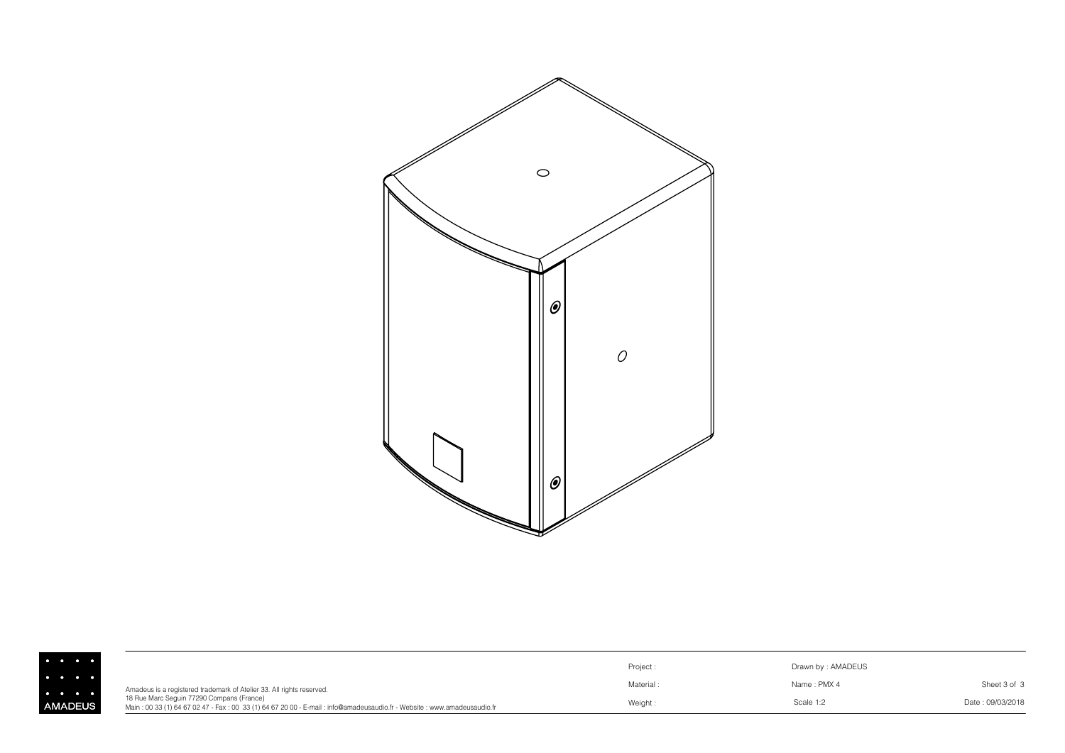AMADEUS

Amadeus is a registered trademark of Atelier 33. All rights reserved.
18 Rue Marc Seguin 77290 Compans (France)
Main : 00 33 (1) 64 67 02 47 - Fax : 00 33 (1) 64 67 20 00 - E-mail : info@amadeusaudio.fr - Website : www.amadeusaudio.fr

| | | |
|---|---|---|
| Project : | Drawn by : AMADEUS | |
| Material : | Name : PMX 4 | Sheet 3 of 3 |
| Weight : | Scale 1:2 | Date : 09/03/2018 |